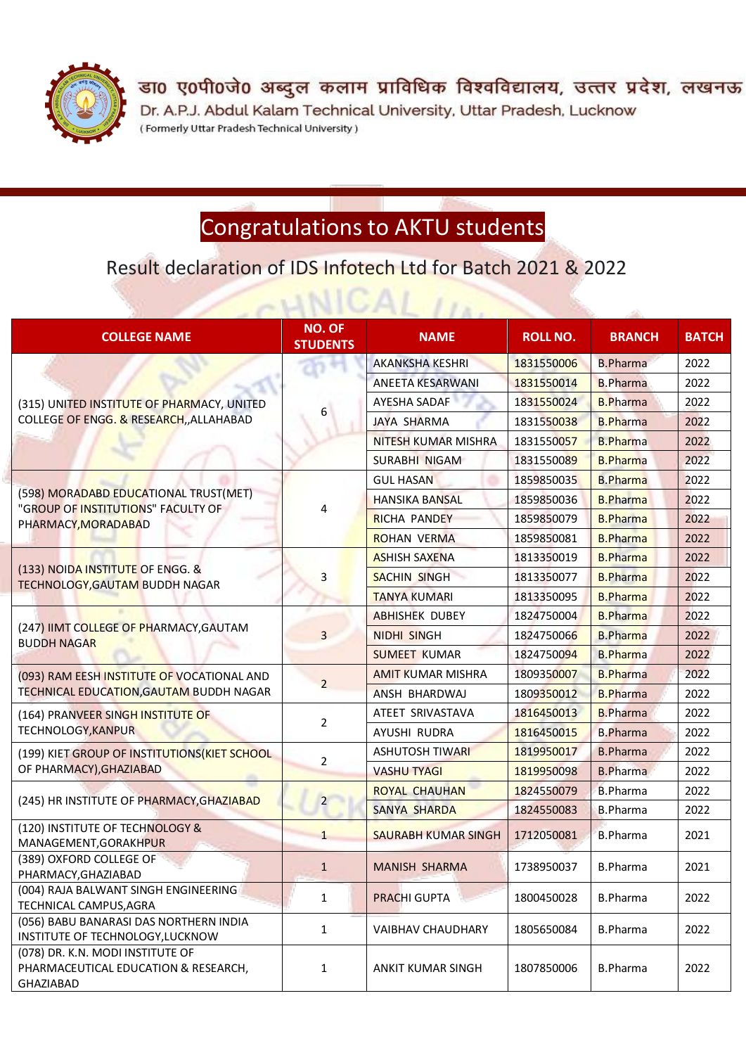डा० ए०पी०जे० अब्दुल कलाम प्राविधिक विश्वविद्यालय, उत्तर प्रदेश, लखनऊ

Dr. A.P.J. Abdul Kalam Technical University, Uttar Pradesh, Lucknow

( Formerly Uttar Pradesh Technical University )

# Congratulations to AKTU students

## Result declaration of IDS Infotech Ltd for Batch 2021 & 2022

| COLLEGE NAME | NO. OF STUDENTS | NAME | ROLL NO. | BRANCH | BATCH |
|---|---|---|---|---|---|
| (315) UNITED INSTITUTE OF PHARMACY, UNITED COLLEGE OF ENGG. & RESEARCH,,ALLAHABAD | 6 | AKANKSHA KESHRI | 1831550006 | B.Pharma | 2022 |
| | | ANEETA KESARWANI | 1831550014 | B.Pharma | 2022 |
| | | AYESHA SADAF | 1831550024 | B.Pharma | 2022 |
| | | JAYA SHARMA | 1831550038 | B.Pharma | 2022 |
| | | NITESH KUMAR MISHRA | 1831550057 | B.Pharma | 2022 |
| | | SURABHI NIGAM | 1831550089 | B.Pharma | 2022 |
| (598) MORADABD EDUCATIONAL TRUST(MET) "GROUP OF INSTITUTIONS" FACULTY OF PHARMACY,MORADABAD | 4 | GUL HASAN | 1859850035 | B.Pharma | 2022 |
| | | HANSIKA BANSAL | 1859850036 | B.Pharma | 2022 |
| | | RICHA PANDEY | 1859850079 | B.Pharma | 2022 |
| | | ROHAN VERMA | 1859850081 | B.Pharma | 2022 |
| (133) NOIDA INSTITUTE OF ENGG. & TECHNOLOGY,GAUTAM BUDDH NAGAR | 3 | ASHISH SAXENA | 1813350019 | B.Pharma | 2022 |
| | | SACHIN SINGH | 1813350077 | B.Pharma | 2022 |
| | | TANYA KUMARI | 1813350095 | B.Pharma | 2022 |
| (247) IIMT COLLEGE OF PHARMACY,GAUTAM BUDDH NAGAR | 3 | ABHISHEK DUBEY | 1824750004 | B.Pharma | 2022 |
| | | NIDHI SINGH | 1824750066 | B.Pharma | 2022 |
| | | SUMEET KUMAR | 1824750094 | B.Pharma | 2022 |
| (093) RAM EESH INSTITUTE OF VOCATIONAL AND TECHNICAL EDUCATION,GAUTAM BUDDH NAGAR | 2 | AMIT KUMAR MISHRA | 1809350007 | B.Pharma | 2022 |
| | | ANSH BHARDWAJ | 1809350012 | B.Pharma | 2022 |
| (164) PRANVEER SINGH INSTITUTE OF TECHNOLOGY,KANPUR | 2 | ATEET SRIVASTAVA | 1816450013 | B.Pharma | 2022 |
| | | AYUSHI RUDRA | 1816450015 | B.Pharma | 2022 |
| (199) KIET GROUP OF INSTITUTIONS(KIET SCHOOL OF PHARMACY),GHAZIABAD | 2 | ASHUTOSH TIWARI | 1819950017 | B.Pharma | 2022 |
| | | VASHU TYAGI | 1819950098 | B.Pharma | 2022 |
| (245) HR INSTITUTE OF PHARMACY,GHAZIABAD | 2 | ROYAL CHAUHAN | 1824550079 | B.Pharma | 2022 |
| | | SANYA SHARDA | 1824550083 | B.Pharma | 2022 |
| (120) INSTITUTE OF TECHNOLOGY & MANAGEMENT,GORAKHPUR | 1 | SAURABH KUMAR SINGH | 1712050081 | B.Pharma | 2021 |
| (389) OXFORD COLLEGE OF PHARMACY,GHAZIABAD | 1 | MANISH SHARMA | 1738950037 | B.Pharma | 2021 |
| (004) RAJA BALWANT SINGH ENGINEERING TECHNICAL CAMPUS,AGRA | 1 | PRACHI GUPTA | 1800450028 | B.Pharma | 2022 |
| (056) BABU BANARASI DAS NORTHERN INDIA INSTITUTE OF TECHNOLOGY,LUCKNOW | 1 | VAIBHAV CHAUDHARY | 1805650084 | B.Pharma | 2022 |
| (078) DR. K.N. MODI INSTITUTE OF PHARMACEUTICAL EDUCATION & RESEARCH, GHAZIABAD | 1 | ANKIT KUMAR SINGH | 1807850006 | B.Pharma | 2022 |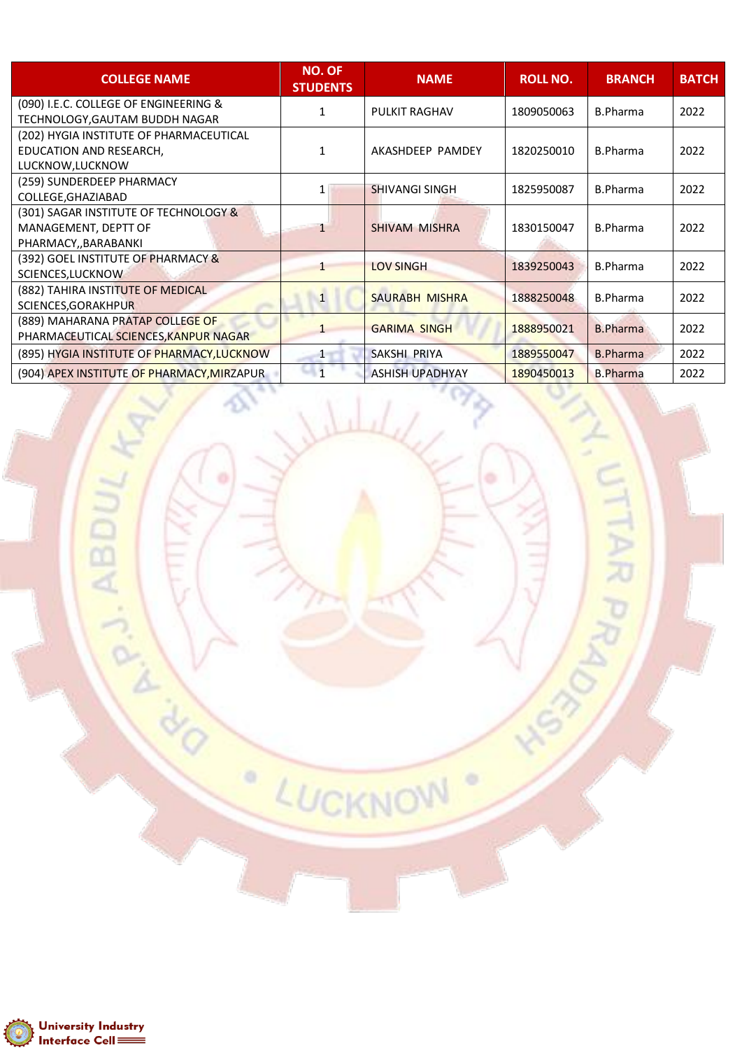| COLLEGE NAME | NO. OF STUDENTS | NAME | ROLL NO. | BRANCH | BATCH |
|---|---|---|---|---|---|
| (090) I.E.C. COLLEGE OF ENGINEERING & TECHNOLOGY,GAUTAM BUDDH NAGAR | 1 | PULKIT RAGHAV | 1809050063 | B.Pharma | 2022 |
| (202) HYGIA INSTITUTE OF PHARMACEUTICAL EDUCATION AND RESEARCH, LUCKNOW,LUCKNOW | 1 | AKASHDEEP PAMDEY | 1820250010 | B.Pharma | 2022 |
| (259) SUNDERDEEP PHARMACY COLLEGE,GHAZIABAD | 1 | SHIVANGI SINGH | 1825950087 | B.Pharma | 2022 |
| (301) SAGAR INSTITUTE OF TECHNOLOGY & MANAGEMENT, DEPTT OF PHARMACY,,BARABANKI | 1 | SHIVAM MISHRA | 1830150047 | B.Pharma | 2022 |
| (392) GOEL INSTITUTE OF PHARMACY & SCIENCES,LUCKNOW | 1 | LOV SINGH | 1839250043 | B.Pharma | 2022 |
| (882) TAHIRA INSTITUTE OF MEDICAL SCIENCES,GORAKHPUR | 1 | SAURABH MISHRA | 1888250048 | B.Pharma | 2022 |
| (889) MAHARANA PRATAP COLLEGE OF PHARMACEUTICAL SCIENCES,KANPUR NAGAR | 1 | GARIMA SINGH | 1888950021 | B.Pharma | 2022 |
| (895) HYGIA INSTITUTE OF PHARMACY,LUCKNOW | 1 | SAKSHI PRIYA | 1889550047 | B.Pharma | 2022 |
| (904) APEX INSTITUTE OF PHARMACY,MIRZAPUR | 1 | ASHISH UPADHYAY | 1890450013 | B.Pharma | 2022 |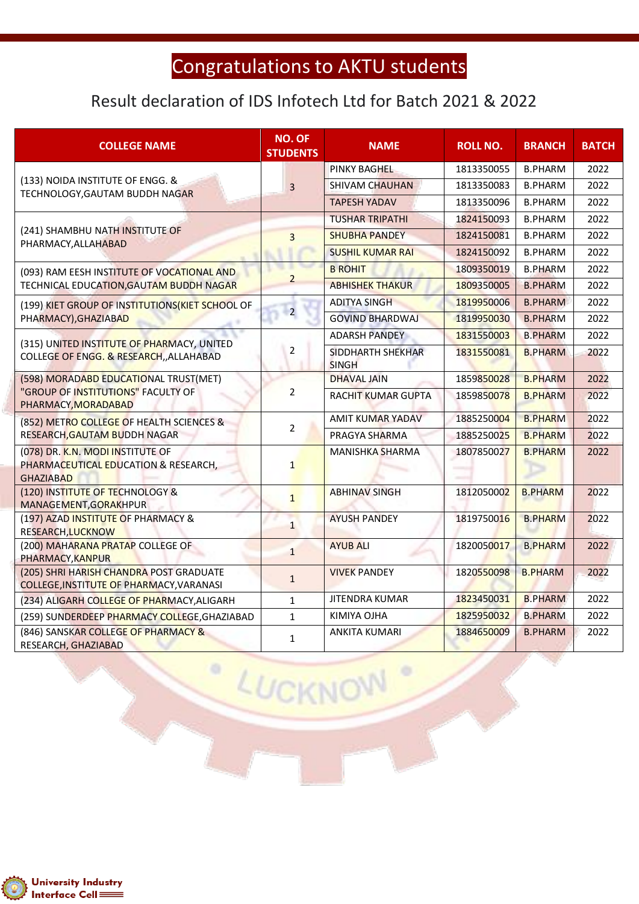# Congratulations to AKTU students

## Result declaration of IDS Infotech Ltd for Batch 2021 & 2022

| COLLEGE NAME | NO. OF STUDENTS | NAME | ROLL NO. | BRANCH | BATCH |
|---|---|---|---|---|---|
| (133) NOIDA INSTITUTE OF ENGG. & TECHNOLOGY,GAUTAM BUDDH NAGAR | 3 | PINKY BAGHEL | 1813350055 | B.PHARM | 2022 |
| | | SHIVAM CHAUHAN | 1813350083 | B.PHARM | 2022 |
| | | TAPESH YADAV | 1813350096 | B.PHARM | 2022 |
| (241) SHAMBHU NATH INSTITUTE OF PHARMACY,ALLAHABAD | 3 | TUSHAR TRIPATHI | 1824150093 | B.PHARM | 2022 |
| | | SHUBHA PANDEY | 1824150081 | B.PHARM | 2022 |
| | | SUSHIL KUMAR RAI | 1824150092 | B.PHARM | 2022 |
| (093) RAM EESH INSTITUTE OF VOCATIONAL AND TECHNICAL EDUCATION,GAUTAM BUDDH NAGAR | 2 | B ROHIT | 1809350019 | B.PHARM | 2022 |
| | | ABHISHEK THAKUR | 1809350005 | B.PHARM | 2022 |
| (199) KIET GROUP OF INSTITUTIONS(KIET SCHOOL OF PHARMACY),GHAZIABAD | 2 | ADITYA SINGH | 1819950006 | B.PHARM | 2022 |
| | | GOVIND BHARDWAJ | 1819950030 | B.PHARM | 2022 |
| (315) UNITED INSTITUTE OF PHARMACY, UNITED COLLEGE OF ENGG. & RESEARCH,,ALLAHABAD | 2 | ADARSH PANDEY | 1831550003 | B.PHARM | 2022 |
| | | SIDDHARTH SHEKHAR SINGH | 1831550081 | B.PHARM | 2022 |
| (598) MORADABD EDUCATIONAL TRUST(MET) "GROUP OF INSTITUTIONS" FACULTY OF PHARMACY,MORADABAD | 2 | DHAVAL JAIN | 1859850028 | B.PHARM | 2022 |
| | | RACHIT KUMAR GUPTA | 1859850078 | B.PHARM | 2022 |
| (852) METRO COLLEGE OF HEALTH SCIENCES & RESEARCH,GAUTAM BUDDH NAGAR | 2 | AMIT KUMAR YADAV | 1885250004 | B.PHARM | 2022 |
| | | PRAGYA SHARMA | 1885250025 | B.PHARM | 2022 |
| (078) DR. K.N. MODI INSTITUTE OF PHARMACEUTICAL EDUCATION & RESEARCH, GHAZIABAD | 1 | MANISHKA SHARMA | 1807850027 | B.PHARM | 2022 |
| (120) INSTITUTE OF TECHNOLOGY & MANAGEMENT,GORAKHPUR | 1 | ABHINAV SINGH | 1812050002 | B.PHARM | 2022 |
| (197) AZAD INSTITUTE OF PHARMACY & RESEARCH,LUCKNOW | 1 | AYUSH PANDEY | 1819750016 | B.PHARM | 2022 |
| (200) MAHARANA PRATAP COLLEGE OF PHARMACY,KANPUR | 1 | AYUB ALI | 1820050017 | B.PHARM | 2022 |
| (205) SHRI HARISH CHANDRA POST GRADUATE COLLEGE,INSTITUTE OF PHARMACY,VARANASI | 1 | VIVEK PANDEY | 1820550098 | B.PHARM | 2022 |
| (234) ALIGARH COLLEGE OF PHARMACY,ALIGARH | 1 | JITENDRA KUMAR | 1823450031 | B.PHARM | 2022 |
| (259) SUNDERDEEP PHARMACY COLLEGE,GHAZIABAD | 1 | KIMIYA OJHA | 1825950032 | B.PHARM | 2022 |
| (846) SANSKAR COLLEGE OF PHARMACY & RESEARCH, GHAZIABAD | 1 | ANKITA KUMARI | 1884650009 | B.PHARM | 2022 |

University Industry Interface Cell